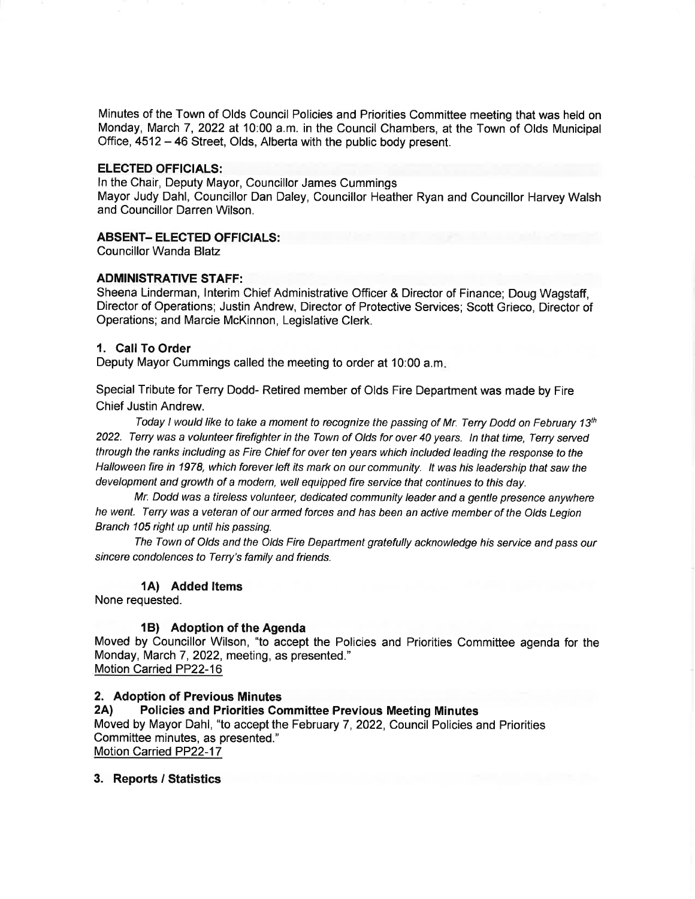Minutes of the Town of Olds Council Policies and Priorities Committee meeting that was held on Monday, March 7, 2022 at 10:00 a.m. in the Council Chambers, at the Town of Olds Municipal Office, 4512 – 46 Street, Olds, Alberta with the public body present.

**ELECTED OFFICIALS:**

In the Chair, Deputy Mayor, Councillor James Cummings
Mayor Judy Dahl, Councillor Dan Daley, Councillor Heather Ryan and Councillor Harvey Walsh and Councillor Darren Wilson.

**ABSENT– ELECTED OFFICIALS:**

Councillor Wanda Blatz

**ADMINISTRATIVE STAFF:**

Sheena Linderman, Interim Chief Administrative Officer & Director of Finance; Doug Wagstaff, Director of Operations; Justin Andrew, Director of Protective Services; Scott Grieco, Director of Operations; and Marcie McKinnon, Legislative Clerk.

## 1. Call To Order

Deputy Mayor Cummings called the meeting to order at 10:00 a.m.

Special Tribute for Terry Dodd- Retired member of Olds Fire Department was made by Fire Chief Justin Andrew.

*Today I would like to take a moment to recognize the passing of Mr. Terry Dodd on February 13th 2022. Terry was a volunteer firefighter in the Town of Olds for over 40 years. In that time, Terry served through the ranks including as Fire Chief for over ten years which included leading the response to the Halloween fire in 1978, which forever left its mark on our community. It was his leadership that saw the development and growth of a modern, well equipped fire service that continues to this day.*

*Mr. Dodd was a tireless volunteer, dedicated community leader and a gentle presence anywhere he went. Terry was a veteran of our armed forces and has been an active member of the Olds Legion Branch 105 right up until his passing.*

*The Town of Olds and the Olds Fire Department gratefully acknowledge his service and pass our sincere condolences to Terry's family and friends.*

### 1A) Added Items

None requested.

### 1B) Adoption of the Agenda

Moved by Councillor Wilson, "to accept the Policies and Priorities Committee agenda for the Monday, March 7, 2022, meeting, as presented."
Motion Carried PP22-16

## 2. Adoption of Previous Minutes

### 2A) Policies and Priorities Committee Previous Meeting Minutes

Moved by Mayor Dahl, "to accept the February 7, 2022, Council Policies and Priorities Committee minutes, as presented."
Motion Carried PP22-17

## 3. Reports / Statistics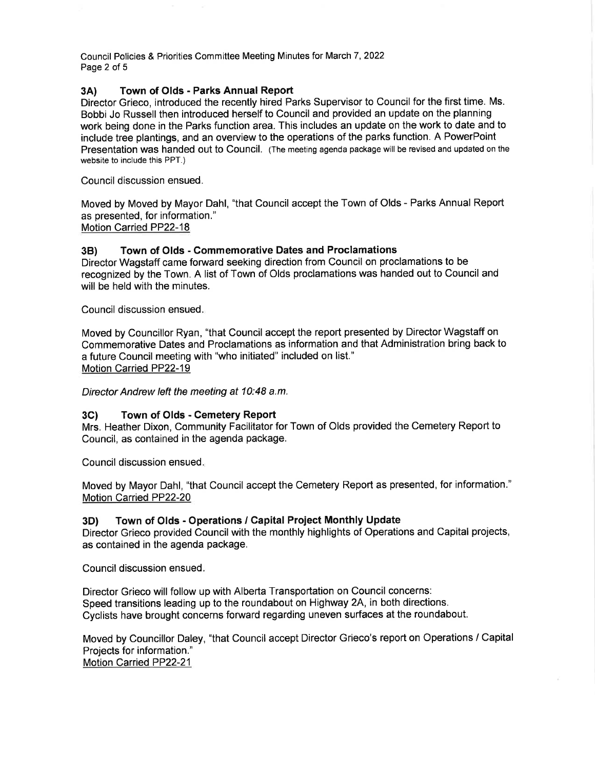### 3A) Town of Olds - Parks Annual Report

Director Grieco, introduced the recently hired Parks Supervisor to Council for the first time. Ms. Bobbi Jo Russell then introduced herself to Council and provided an update on the planning work being done in the Parks function area. This includes an update on the work to date and to include tree plantings, and an overview to the operations of the parks function. A PowerPoint Presentation was handed out to Council. (The meeting agenda package will be revised and updated on the website to include this PPT.)

Council discussion ensued.

Moved by Moved by Mayor Dahl, "that Council accept the Town of Olds - Parks Annual Report as presented, for information."
Motion Carried PP22-18

### 3B) Town of Olds - Commemorative Dates and Proclamations

Director Wagstaff came forward seeking direction from Council on proclamations to be recognized by the Town. A list of Town of Olds proclamations was handed out to Council and will be held with the minutes.

Council discussion ensued.

Moved by Councillor Ryan, "that Council accept the report presented by Director Wagstaff on Commemorative Dates and Proclamations as information and that Administration bring back to a future Council meeting with "who initiated" included on list."
Motion Carried PP22-19

*Director Andrew left the meeting at 10:48 a.m.*

### 3C) Town of Olds - Cemetery Report

Mrs. Heather Dixon, Community Facilitator for Town of Olds provided the Cemetery Report to Council, as contained in the agenda package.

Council discussion ensued.

Moved by Mayor Dahl, "that Council accept the Cemetery Report as presented, for information."
Motion Carried PP22-20

### 3D) Town of Olds - Operations / Capital Project Monthly Update

Director Grieco provided Council with the monthly highlights of Operations and Capital projects, as contained in the agenda package.

Council discussion ensued.

Director Grieco will follow up with Alberta Transportation on Council concerns:
Speed transitions leading up to the roundabout on Highway 2A, in both directions.
Cyclists have brought concerns forward regarding uneven surfaces at the roundabout.

Moved by Councillor Daley, "that Council accept Director Grieco's report on Operations / Capital Projects for information."
Motion Carried PP22-21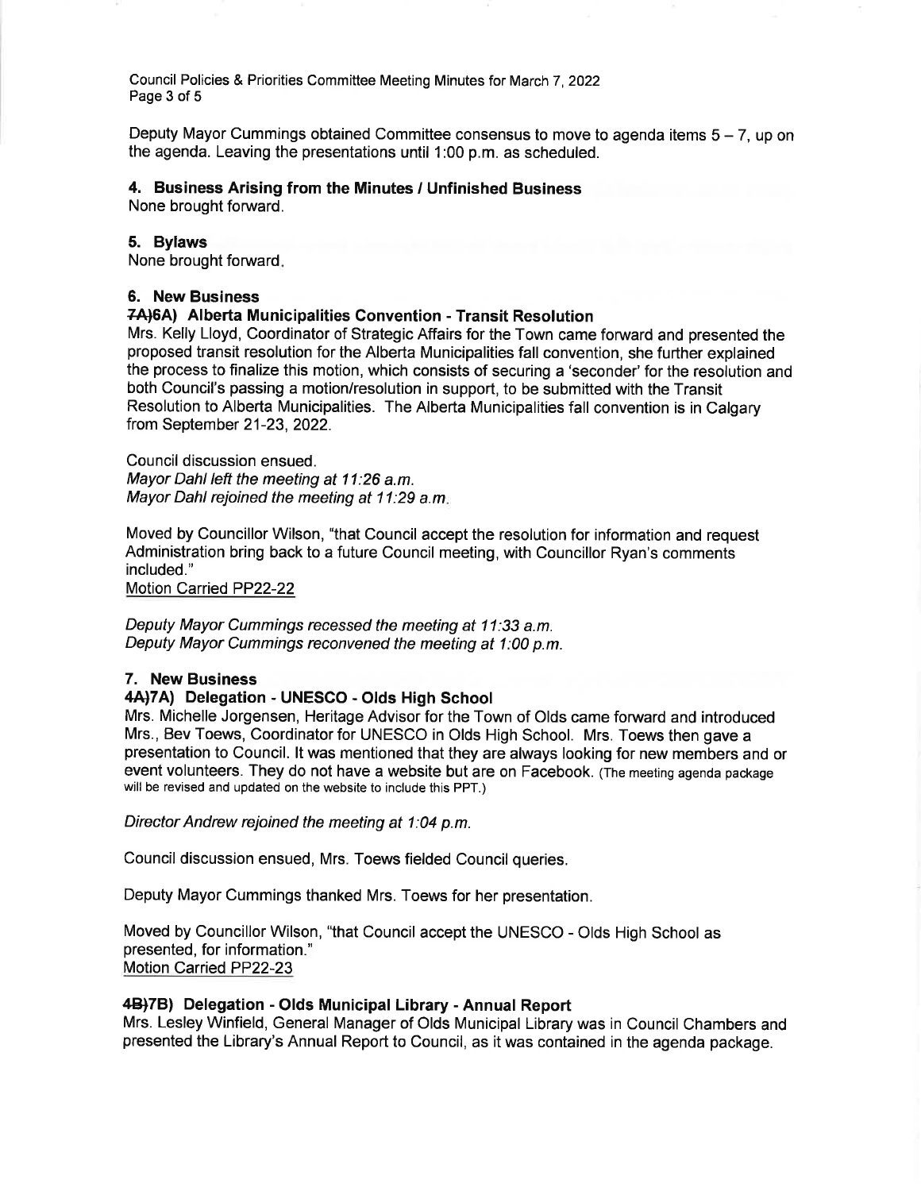Deputy Mayor Cummings obtained Committee consensus to move to agenda items 5 – 7, up on the agenda. Leaving the presentations until 1:00 p.m. as scheduled.

### 4. Business Arising from the Minutes / Unfinished Business

None brought forward.

### 5. Bylaws

None brought forward.

### 6. New Business

#### ~~7A)~~6A) Alberta Municipalities Convention - Transit Resolution

Mrs. Kelly Lloyd, Coordinator of Strategic Affairs for the Town came forward and presented the proposed transit resolution for the Alberta Municipalities fall convention, she further explained the process to finalize this motion, which consists of securing a 'seconder' for the resolution and both Council's passing a motion/resolution in support, to be submitted with the Transit Resolution to Alberta Municipalities. The Alberta Municipalities fall convention is in Calgary from September 21-23, 2022.

Council discussion ensued.
*Mayor Dahl left the meeting at 11:26 a.m.*
*Mayor Dahl rejoined the meeting at 11:29 a.m.*

Moved by Councillor Wilson, "that Council accept the resolution for information and request Administration bring back to a future Council meeting, with Councillor Ryan's comments included."
Motion Carried PP22-22

*Deputy Mayor Cummings recessed the meeting at 11:33 a.m.*
*Deputy Mayor Cummings reconvened the meeting at 1:00 p.m.*

### 7. New Business

#### ~~4A)~~7A) Delegation - UNESCO - Olds High School

Mrs. Michelle Jorgensen, Heritage Advisor for the Town of Olds came forward and introduced Mrs., Bev Toews, Coordinator for UNESCO in Olds High School. Mrs. Toews then gave a presentation to Council. It was mentioned that they are always looking for new members and or event volunteers. They do not have a website but are on Facebook. (The meeting agenda package will be revised and updated on the website to include this PPT.)

*Director Andrew rejoined the meeting at 1:04 p.m.*

Council discussion ensued, Mrs. Toews fielded Council queries.

Deputy Mayor Cummings thanked Mrs. Toews for her presentation.

Moved by Councillor Wilson, "that Council accept the UNESCO - Olds High School as presented, for information."
Motion Carried PP22-23

#### ~~4B)~~7B) Delegation - Olds Municipal Library - Annual Report

Mrs. Lesley Winfield, General Manager of Olds Municipal Library was in Council Chambers and presented the Library's Annual Report to Council, as it was contained in the agenda package.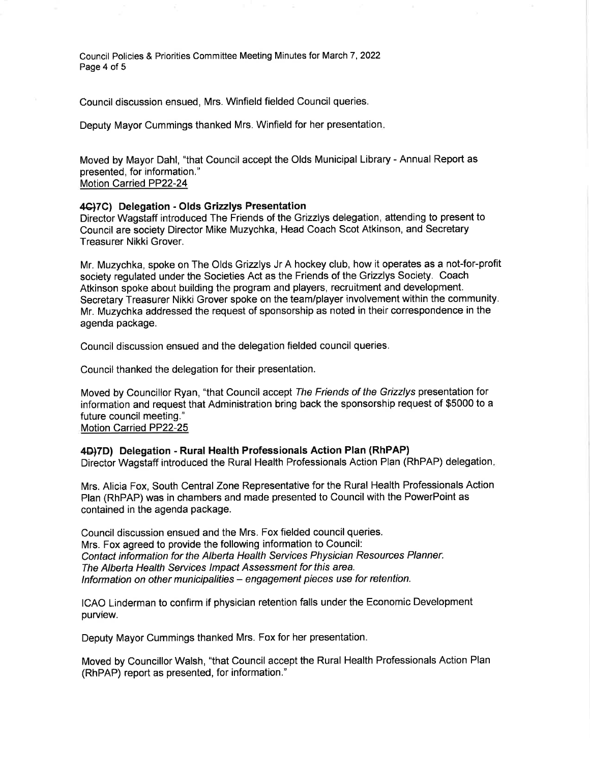Council discussion ensued, Mrs. Winfield fielded Council queries.

Deputy Mayor Cummings thanked Mrs. Winfield for her presentation.

Moved by Mayor Dahl, "that Council accept the Olds Municipal Library - Annual Report as presented, for information."
Motion Carried PP22-24

**~~4C)~~7C) Delegation - Olds Grizzlys Presentation**
Director Wagstaff introduced The Friends of the Grizzlys delegation, attending to present to Council are society Director Mike Muzychka, Head Coach Scot Atkinson, and Secretary Treasurer Nikki Grover.

Mr. Muzychka, spoke on The Olds Grizzlys Jr A hockey club, how it operates as a not-for-profit society regulated under the Societies Act as the Friends of the Grizzlys Society. Coach Atkinson spoke about building the program and players, recruitment and development. Secretary Treasurer Nikki Grover spoke on the team/player involvement within the community. Mr. Muzychka addressed the request of sponsorship as noted in their correspondence in the agenda package.

Council discussion ensued and the delegation fielded council queries.

Council thanked the delegation for their presentation.

Moved by Councillor Ryan, "that Council accept *The Friends of the Grizzlys* presentation for information and request that Administration bring back the sponsorship request of $5000 to a future council meeting."
Motion Carried PP22-25

**~~4D)~~7D) Delegation - Rural Health Professionals Action Plan (RhPAP)**
Director Wagstaff introduced the Rural Health Professionals Action Plan (RhPAP) delegation.

Mrs. Alicia Fox, South Central Zone Representative for the Rural Health Professionals Action Plan (RhPAP) was in chambers and made presented to Council with the PowerPoint as contained in the agenda package.

Council discussion ensued and the Mrs. Fox fielded council queries.
Mrs. Fox agreed to provide the following information to Council:
*Contact information for the Alberta Health Services Physician Resources Planner.*
*The Alberta Health Services Impact Assessment for this area.*
*Information on other municipalities – engagement pieces use for retention.*

ICAO Linderman to confirm if physician retention falls under the Economic Development purview.

Deputy Mayor Cummings thanked Mrs. Fox for her presentation.

Moved by Councillor Walsh, "that Council accept the Rural Health Professionals Action Plan (RhPAP) report as presented, for information."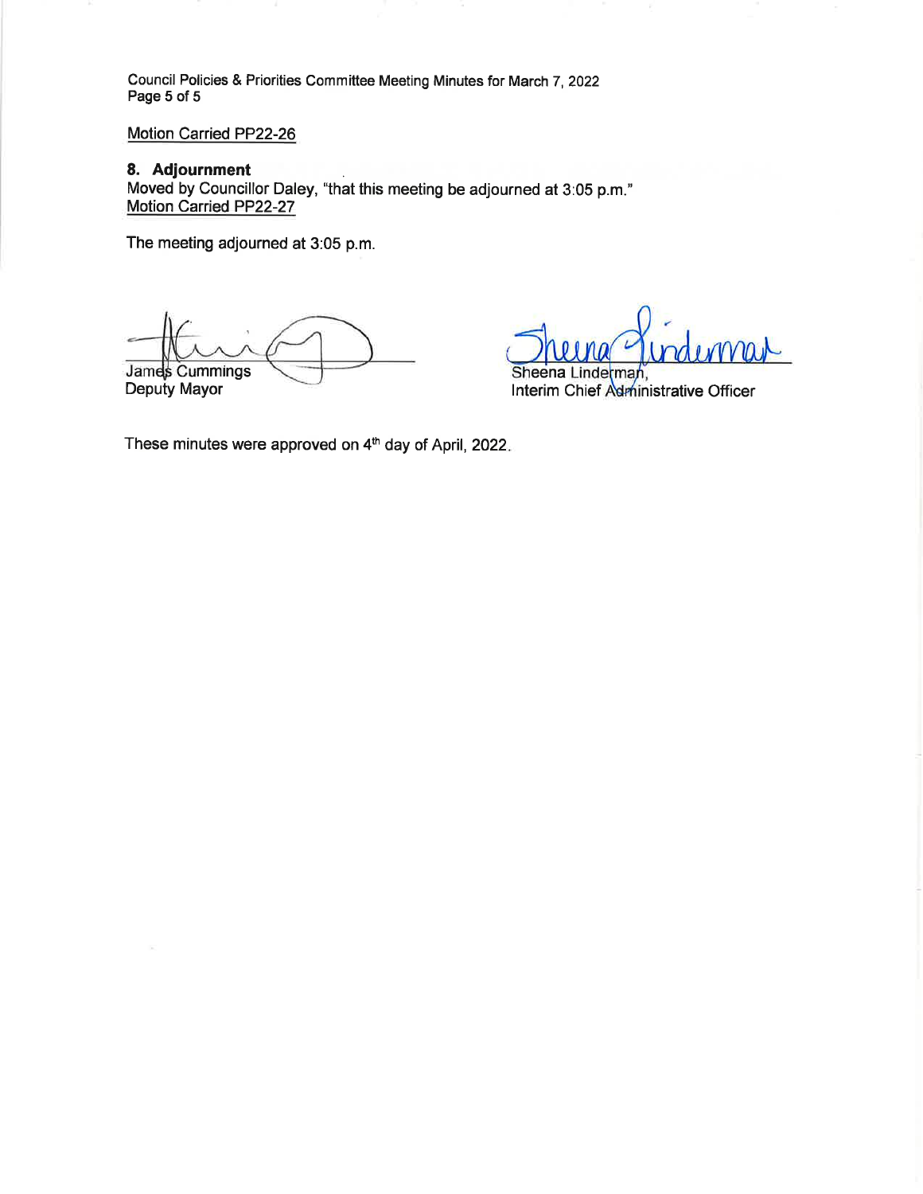Motion Carried PP22-26

## 8. Adjournment

Moved by Councillor Daley, "that this meeting be adjourned at 3:05 p.m."
Motion Carried PP22-27

The meeting adjourned at 3:05 p.m.

James Cummings
Deputy Mayor

Sheena Linderman,
Interim Chief Administrative Officer

These minutes were approved on 4th day of April, 2022.